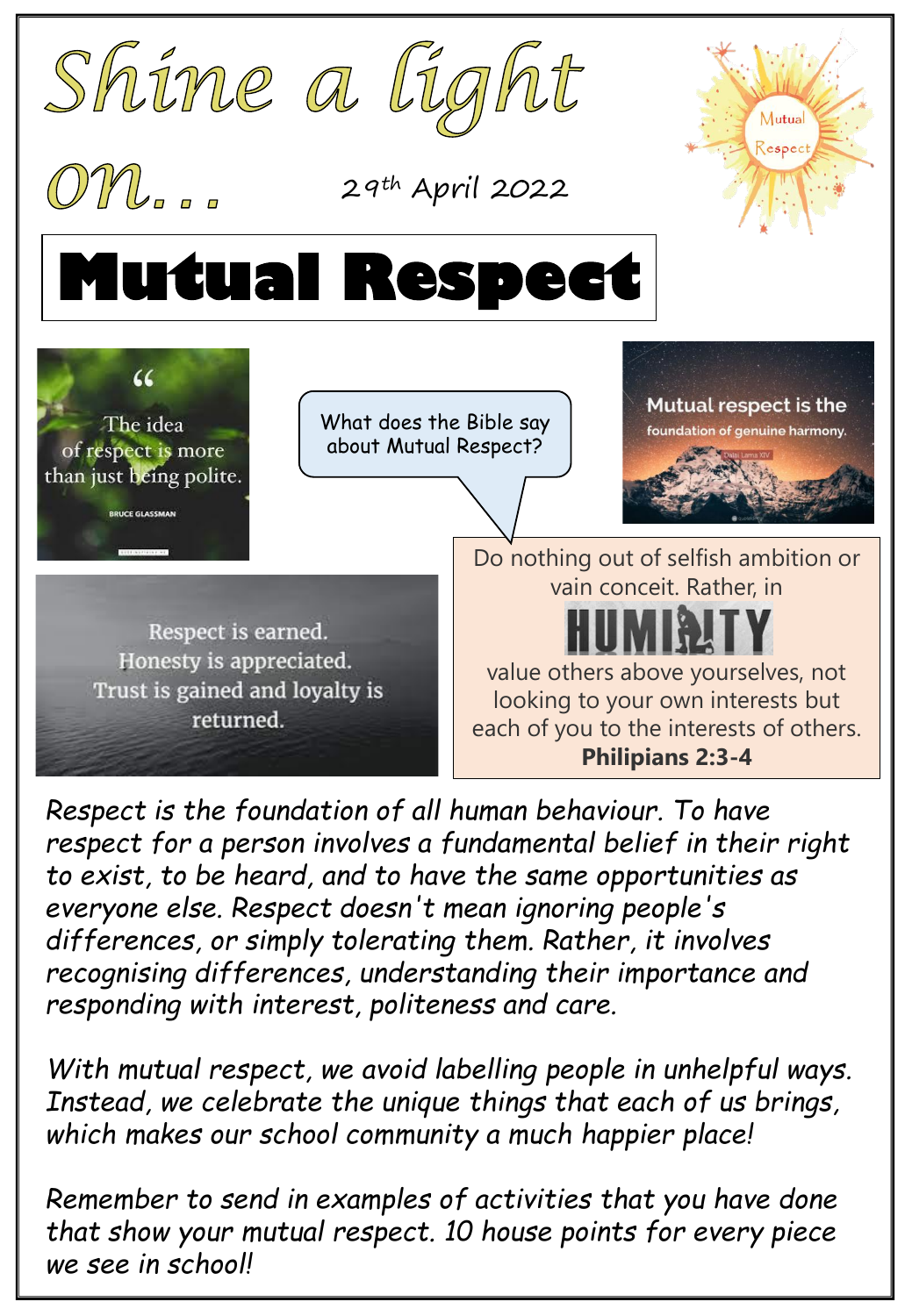# Shine a light on...

29th April 2022

Mutual Respect

# Mutual Respect

"The idea of respect is more than just being polite.
BRUCE GLASSMAN

What does the Bible say about Mutual Respect?

Mutual respect is the foundation of genuine harmony.
Dalai Lama XIV

Respect is earned. Honesty is appreciated. Trust is gained and loyalty is returned.

Do nothing out of selfish ambition or vain conceit. Rather, in HUMILITY value others above yourselves, not looking to your own interests but each of you to the interests of others.
**Philipians 2:3-4**

*Respect is the foundation of all human behaviour. To have respect for a person involves a fundamental belief in their right to exist, to be heard, and to have the same opportunities as everyone else. Respect doesn't mean ignoring people's differences, or simply tolerating them. Rather, it involves recognising differences, understanding their importance and responding with interest, politeness and care.*

*With mutual respect, we avoid labelling people in unhelpful ways. Instead, we celebrate the unique things that each of us brings, which makes our school community a much happier place!*

*Remember to send in examples of activities that you have done that show your mutual respect. 10 house points for every piece we see in school!*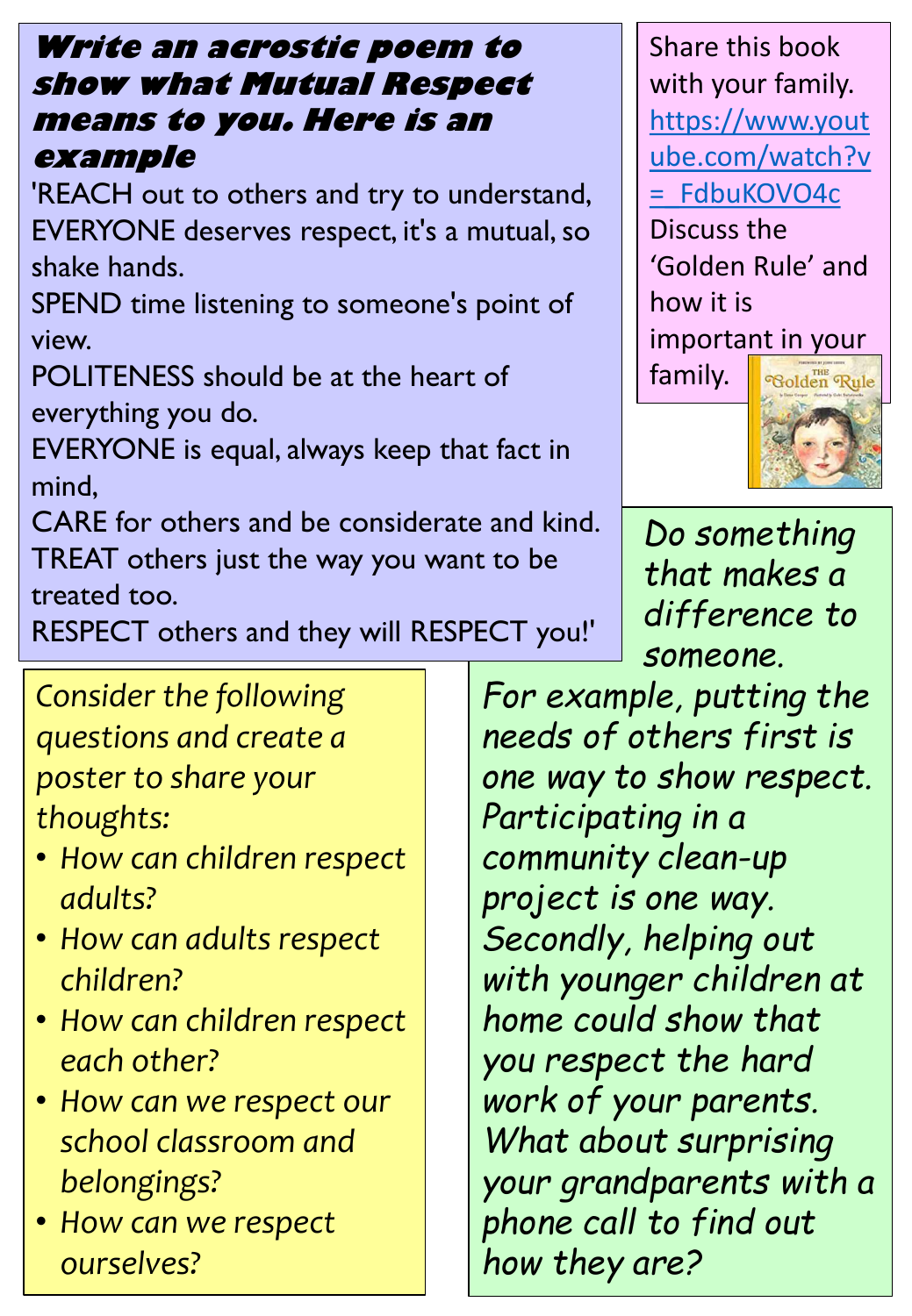***Write an acrostic poem to show what Mutual Respect means to you. Here is an example***

'REACH out to others and try to understand,
EVERYONE deserves respect, it's a mutual, so shake hands.
SPEND time listening to someone's point of view.
POLITENESS should be at the heart of everything you do.
EVERYONE is equal, always keep that fact in mind,
CARE for others and be considerate and kind.
TREAT others just the way you want to be treated too.
RESPECT others and they will RESPECT you!'

Share this book with your family.
https://www.youtube.com/watch?v=_FdbuKOVO4c
Discuss the 'Golden Rule' and how it is important in your family.

*Consider the following questions and create a poster to share your thoughts:*

- *How can children respect adults?*
- *How can adults respect children?*
- *How can children respect each other?*
- *How can we respect our school classroom and belongings?*
- *How can we respect ourselves?*

*Do something that makes a difference to someone.*
*For example, putting the needs of others first is one way to show respect. Participating in a community clean-up project is one way. Secondly, helping out with younger children at home could show that you respect the hard work of your parents. What about surprising your grandparents with a phone call to find out how they are?*